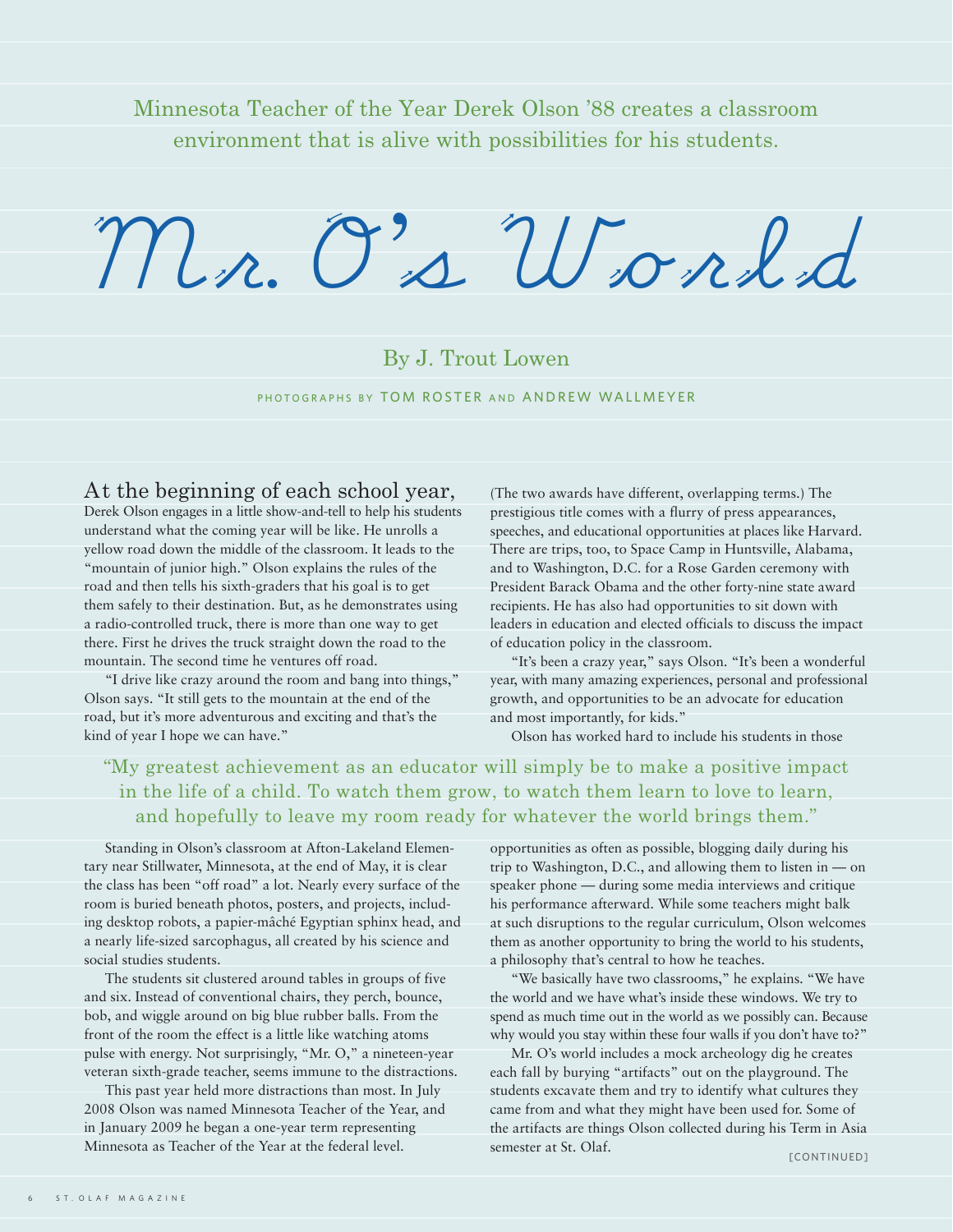Minnesota Teacher of the Year Derek Olson '88 creates a classroom environment that is alive with possibilities for his students.

# Mr. O's World

By J. Trout Lowen

PHOTOGRAPHS BY TOM ROSTER AND ANDREW WALLMEYER

At the beginning of each school year, Derek Olson engages in a little show-and-tell to help his students understand what the coming year will be like. He unrolls a yellow road down the middle of the classroom. It leads to the "mountain of junior high." Olson explains the rules of the road and then tells his sixth-graders that his goal is to get them safely to their destination. But, as he demonstrates using a radio-controlled truck, there is more than one way to get there. First he drives the truck straight down the road to the mountain. The second time he ventures off road.

"I drive like crazy around the room and bang into things," Olson says. "It still gets to the mountain at the end of the road, but it's more adventurous and exciting and that's the kind of year I hope we can have."

Standing in Olson's classroom at Afton-Lakeland Elementary near Stillwater, Minnesota, at the end of May, it is clear the class has been "off road" a lot. Nearly every surface of the room is buried beneath photos, posters, and projects, including desktop robots, a papier-mâché Egyptian sphinx head, and a nearly life-sized sarcophagus, all created by his science and social studies students.

The students sit clustered around tables in groups of five and six. Instead of conventional chairs, they perch, bounce, bob, and wiggle around on big blue rubber balls. From the front of the room the effect is a little like watching atoms pulse with energy. Not surprisingly, "Mr. O," a nineteen-year veteran sixth-grade teacher, seems immune to the distractions.

This past year held more distractions than most. In July 2008 Olson was named Minnesota Teacher of the Year, and in January 2009 he began a one-year term representing Minnesota as Teacher of the Year at the federal level. (The two awards have different, overlapping terms.) The prestigious title comes with a flurry of press appearances, speeches, and educational opportunities at places like Harvard. There are trips, too, to Space Camp in Huntsville, Alabama, and to Washington, D.C. for a Rose Garden ceremony with President Barack Obama and the other forty-nine state award recipients. He has also had opportunities to sit down with leaders in education and elected officials to discuss the impact of education policy in the classroom.

"It's been a crazy year," says Olson. "It's been a wonderful year, with many amazing experiences, personal and professional growth, and opportunities to be an advocate for education and most importantly, for kids."

> "My greatest achievement as an educator will simply be to make a positive impact in the life of a child. To watch them grow, to watch them learn to love to learn, and hopefully to leave my room ready for whatever the world brings them."

Olson has worked hard to include his students in those opportunities as often as possible, blogging daily during his trip to Washington, D.C., and allowing them to listen in — on speaker phone — during some media interviews and critique his performance afterward. While some teachers might balk at such disruptions to the regular curriculum, Olson welcomes them as another opportunity to bring the world to his students, a philosophy that's central to how he teaches.

"We basically have two classrooms," he explains. "We have the world and we have what's inside these windows. We try to spend as much time out in the world as we possibly can. Because why would you stay within these four walls if you don't have to?"

Mr. O's world includes a mock archeology dig he creates each fall by burying "artifacts" out on the playground. The students excavate them and try to identify what cultures they came from and what they might have been used for. Some of the artifacts are things Olson collected during his Term in Asia semester at St. Olaf.

[CONTINUED]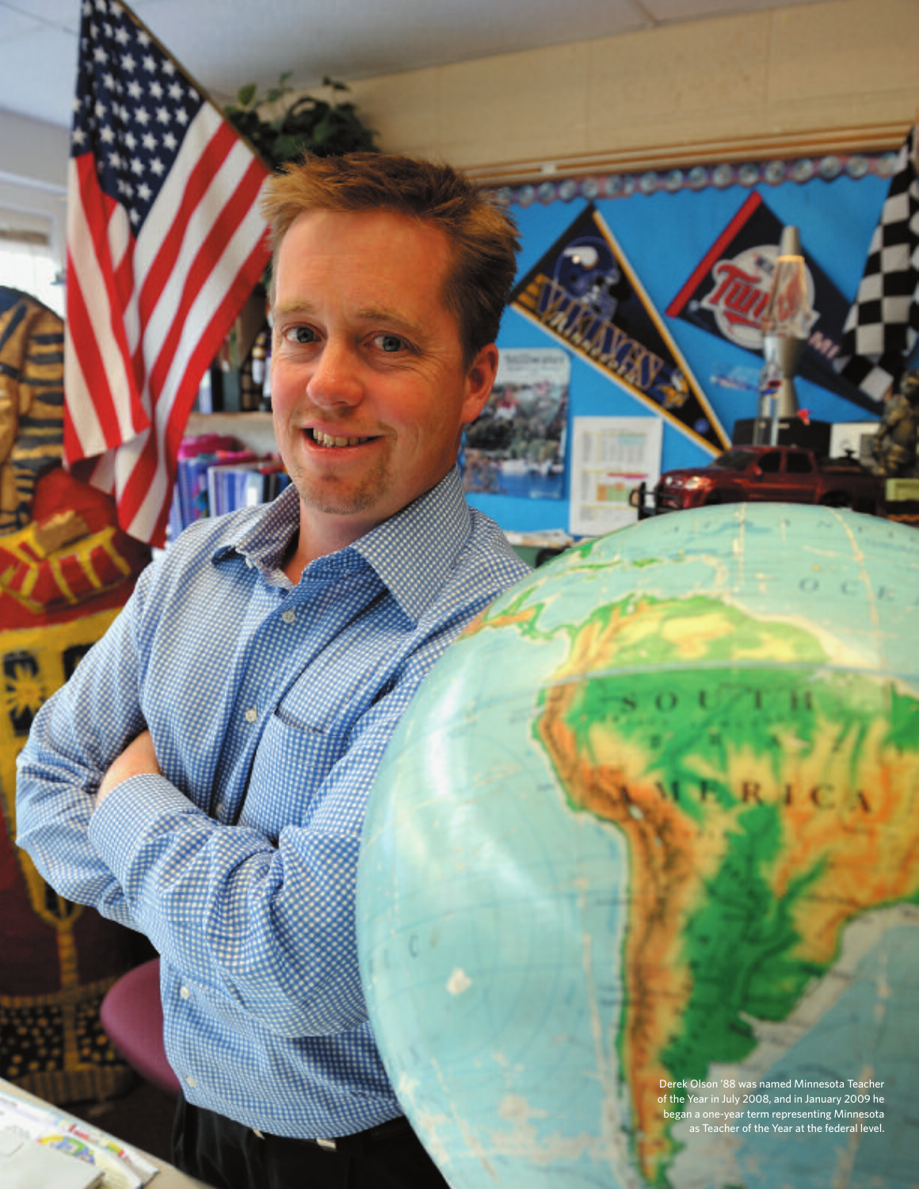Derek Olson '88 was named Minnesota Teacher of the Year in July 2008, and in January 2009 he began a one-year term representing Minnesota as Teacher of the Year at the federal level.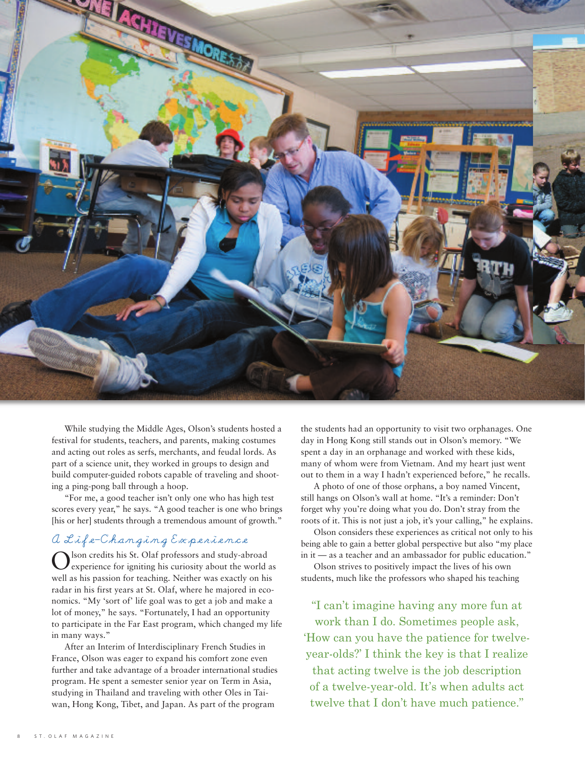While studying the Middle Ages, Olson's students hosted a festival for students, teachers, and parents, making costumes and acting out roles as serfs, merchants, and feudal lords. As part of a science unit, they worked in groups to design and build computer-guided robots capable of traveling and shooting a ping-pong ball through a hoop.

"For me, a good teacher isn't only one who has high test scores every year," he says. "A good teacher is one who brings [his or her] students through a tremendous amount of growth."

## *A Life-Changing Experience*

Olson credits his St. Olaf professors and study-abroad experience for igniting his curiosity about the world as well as his passion for teaching. Neither was exactly on his radar in his first years at St. Olaf, where he majored in economics. "My 'sort of' life goal was to get a job and make a lot of money," he says. "Fortunately, I had an opportunity to participate in the Far East program, which changed my life in many ways."

After an Interim of Interdisciplinary French Studies in France, Olson was eager to expand his comfort zone even further and take advantage of a broader international studies program. He spent a semester senior year on Term in Asia, studying in Thailand and traveling with other Oles in Taiwan, Hong Kong, Tibet, and Japan. As part of the program the students had an opportunity to visit two orphanages. One day in Hong Kong still stands out in Olson's memory. "We spent a day in an orphanage and worked with these kids, many of whom were from Vietnam. And my heart just went out to them in a way I hadn't experienced before," he recalls.

A photo of one of those orphans, a boy named Vincent, still hangs on Olson's wall at home. "It's a reminder: Don't forget why you're doing what you do. Don't stray from the roots of it. This is not just a job, it's your calling," he explains.

Olson considers these experiences as critical not only to his being able to gain a better global perspective but also "my place in it — as a teacher and an ambassador for public education."

Olson strives to positively impact the lives of his own students, much like the professors who shaped his teaching

> "I can't imagine having any more fun at work than I do. Sometimes people ask, 'How can you have the patience for twelve-year-olds?' I think the key is that I realize that acting twelve is the job description of a twelve-year-old. It's when adults act twelve that I don't have much patience."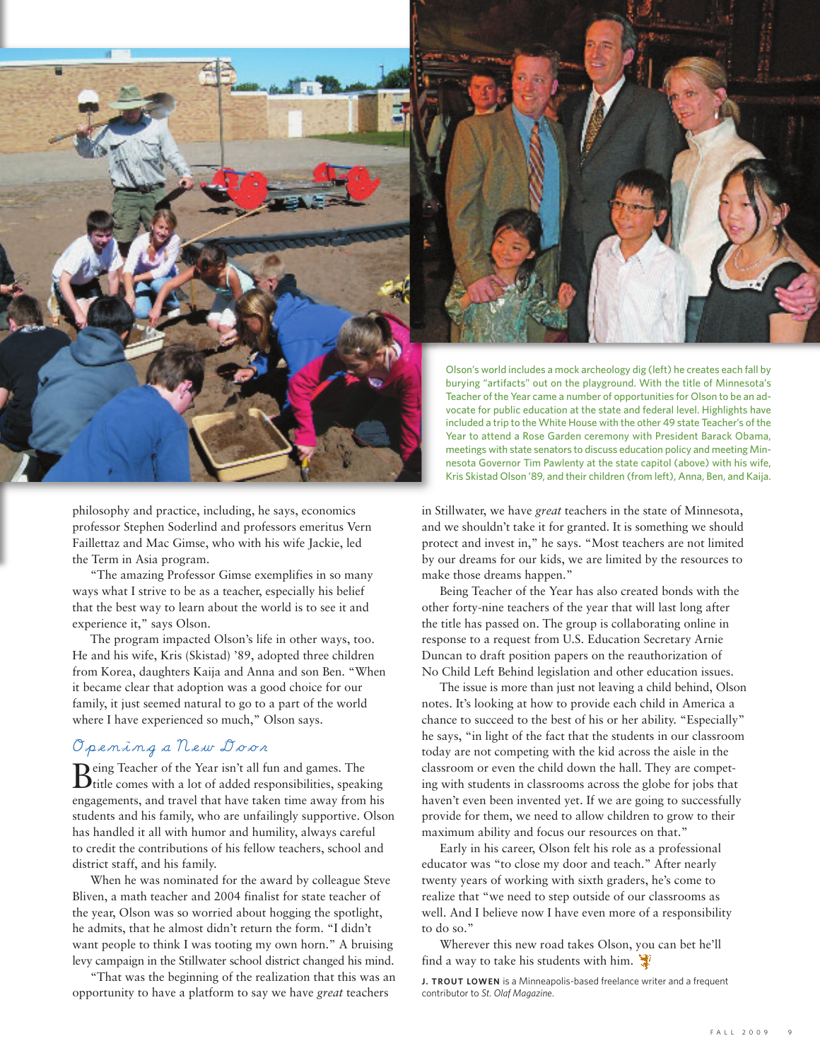Olson's world includes a mock archeology dig (left) he creates each fall by burying "artifacts" out on the playground. With the title of Minnesota's Teacher of the Year came a number of opportunities for Olson to be an advocate for public education at the state and federal level. Highlights have included a trip to the White House with the other 49 state Teacher's of the Year to attend a Rose Garden ceremony with President Barack Obama, meetings with state senators to discuss education policy and meeting Minnesota Governor Tim Pawlenty at the state capitol (above) with his wife, Kris Skistad Olson '89, and their children (from left), Anna, Ben, and Kaija.

philosophy and practice, including, he says, economics professor Stephen Soderlind and professors emeritus Vern Faillettaz and Mac Gimse, who with his wife Jackie, led the Term in Asia program.

"The amazing Professor Gimse exemplifies in so many ways what I strive to be as a teacher, especially his belief that the best way to learn about the world is to see it and experience it," says Olson.

The program impacted Olson's life in other ways, too. He and his wife, Kris (Skistad) '89, adopted three children from Korea, daughters Kaija and Anna and son Ben. "When it became clear that adoption was a good choice for our family, it just seemed natural to go to a part of the world where I have experienced so much," Olson says.

## Opening a New Door

Being Teacher of the Year isn't all fun and games. The title comes with a lot of added responsibilities, speaking engagements, and travel that have taken time away from his students and his family, who are unfailingly supportive. Olson has handled it all with humor and humility, always careful to credit the contributions of his fellow teachers, school and district staff, and his family.

When he was nominated for the award by colleague Steve Bliven, a math teacher and 2004 finalist for state teacher of the year, Olson was so worried about hogging the spotlight, he admits, that he almost didn't return the form. "I didn't want people to think I was tooting my own horn." A bruising levy campaign in the Stillwater school district changed his mind.

"That was the beginning of the realization that this was an opportunity to have a platform to say we have *great* teachers in Stillwater, we have *great* teachers in the state of Minnesota, and we shouldn't take it for granted. It is something we should protect and invest in," he says. "Most teachers are not limited by our dreams for our kids, we are limited by the resources to make those dreams happen."

Being Teacher of the Year has also created bonds with the other forty-nine teachers of the year that will last long after the title has passed on. The group is collaborating online in response to a request from U.S. Education Secretary Arnie Duncan to draft position papers on the reauthorization of No Child Left Behind legislation and other education issues.

The issue is more than just not leaving a child behind, Olson notes. It's looking at how to provide each child in America a chance to succeed to the best of his or her ability. "Especially" he says, "in light of the fact that the students in our classroom today are not competing with the kid across the aisle in the classroom or even the child down the hall. They are competing with students in classrooms across the globe for jobs that haven't even been invented yet. If we are going to successfully provide for them, we need to allow children to grow to their maximum ability and focus our resources on that."

Early in his career, Olson felt his role as a professional educator was "to close my door and teach." After nearly twenty years of working with sixth graders, he's come to realize that "we need to step outside of our classrooms as well. And I believe now I have even more of a responsibility to do so."

Wherever this new road takes Olson, you can bet he'll find a way to take his students with him.

**J. TROUT LOWEN** is a Minneapolis-based freelance writer and a frequent contributor to *St. Olaf Magazine*.